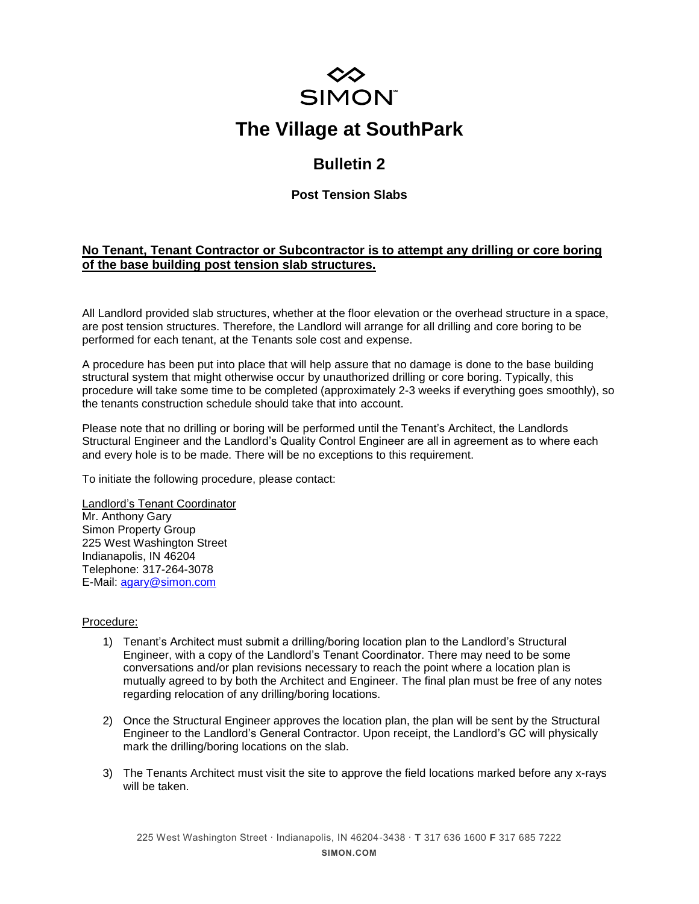SIMON

# The Village at SouthPark

## Bulletin 2

### Post Tension Slabs

**No Tenant, Tenant Contractor or Subcontractor is to attempt any drilling or core boring of the base building post tension slab structures.**

All Landlord provided slab structures, whether at the floor elevation or the overhead structure in a space, are post tension structures. Therefore, the Landlord will arrange for all drilling and core boring to be performed for each tenant, at the Tenants sole cost and expense.

A procedure has been put into place that will help assure that no damage is done to the base building structural system that might otherwise occur by unauthorized drilling or core boring. Typically, this procedure will take some time to be completed (approximately 2-3 weeks if everything goes smoothly), so the tenants construction schedule should take that into account.

Please note that no drilling or boring will be performed until the Tenant's Architect, the Landlords Structural Engineer and the Landlord's Quality Control Engineer are all in agreement as to where each and every hole is to be made. There will be no exceptions to this requirement.

To initiate the following procedure, please contact:

Landlord's Tenant Coordinator
Mr. Anthony Gary
Simon Property Group
225 West Washington Street
Indianapolis, IN 46204
Telephone: 317-264-3078
E-Mail: agary@simon.com

Procedure:

1) Tenant's Architect must submit a drilling/boring location plan to the Landlord's Structural Engineer, with a copy of the Landlord's Tenant Coordinator. There may need to be some conversations and/or plan revisions necessary to reach the point where a location plan is mutually agreed to by both the Architect and Engineer. The final plan must be free of any notes regarding relocation of any drilling/boring locations.

2) Once the Structural Engineer approves the location plan, the plan will be sent by the Structural Engineer to the Landlord's General Contractor. Upon receipt, the Landlord's GC will physically mark the drilling/boring locations on the slab.

3) The Tenants Architect must visit the site to approve the field locations marked before any x-rays will be taken.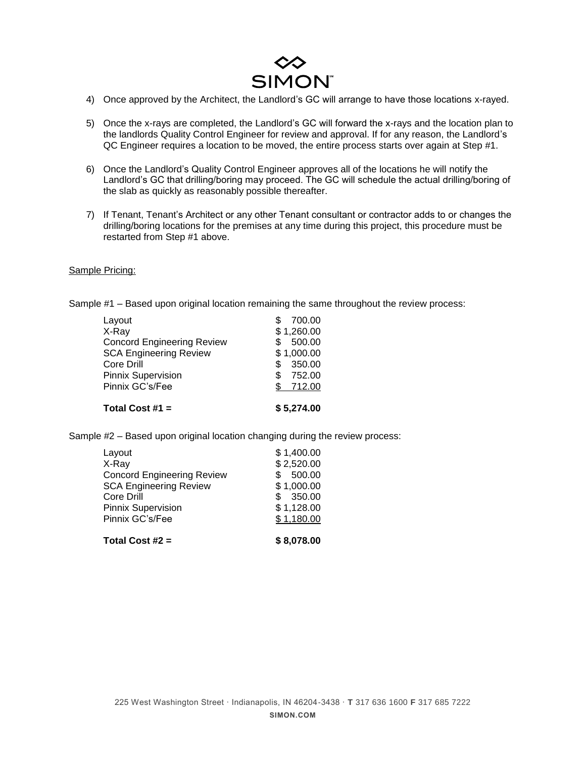4) Once approved by the Architect, the Landlord's GC will arrange to have those locations x-rayed.

5) Once the x-rays are completed, the Landlord's GC will forward the x-rays and the location plan to the landlords Quality Control Engineer for review and approval. If for any reason, the Landlord's QC Engineer requires a location to be moved, the entire process starts over again at Step #1.

6) Once the Landlord's Quality Control Engineer approves all of the locations he will notify the Landlord's GC that drilling/boring may proceed. The GC will schedule the actual drilling/boring of the slab as quickly as reasonably possible thereafter.

7) If Tenant, Tenant's Architect or any other Tenant consultant or contractor adds to or changes the drilling/boring locations for the premises at any time during this project, this procedure must be restarted from Step #1 above.

Sample Pricing:

Sample #1 – Based upon original location remaining the same throughout the review process:

| | |
|---|---|
| Layout | $ 700.00 |
| X-Ray | $ 1,260.00 |
| Concord Engineering Review | $ 500.00 |
| SCA Engineering Review | $ 1,000.00 |
| Core Drill | $ 350.00 |
| Pinnix Supervision | $ 752.00 |
| Pinnix GC's/Fee | $ 712.00 |
| **Total Cost #1 =** | **$ 5,274.00** |

Sample #2 – Based upon original location changing during the review process:

| | |
|---|---|
| Layout | $ 1,400.00 |
| X-Ray | $ 2,520.00 |
| Concord Engineering Review | $ 500.00 |
| SCA Engineering Review | $ 1,000.00 |
| Core Drill | $ 350.00 |
| Pinnix Supervision | $ 1,128.00 |
| Pinnix GC's/Fee | $ 1,180.00 |
| **Total Cost #2 =** | **$ 8,078.00** |